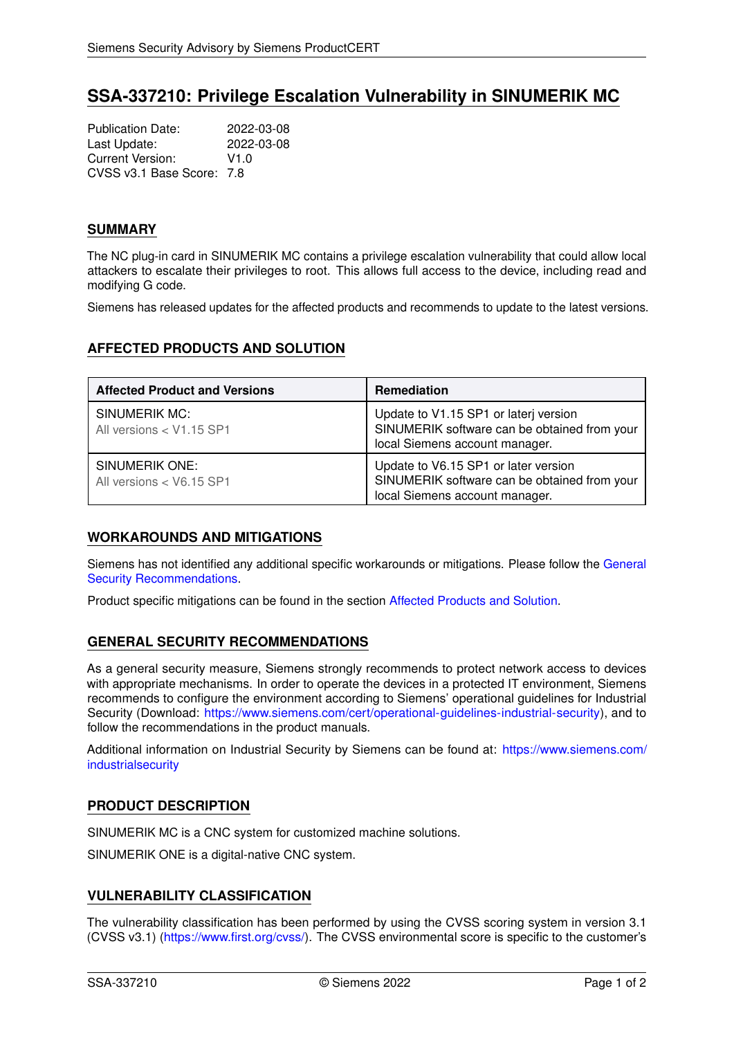# SSA-337210: Privilege Escalation Vulnerability in SINUMERIK MC

Publication Date: 2022-03-08
Last Update: 2022-03-08
Current Version: V1.0
CVSS v3.1 Base Score: 7.8

## SUMMARY

The NC plug-in card in SINUMERIK MC contains a privilege escalation vulnerability that could allow local attackers to escalate their privileges to root. This allows full access to the device, including read and modifying G code.

Siemens has released updates for the affected products and recommends to update to the latest versions.

## AFFECTED PRODUCTS AND SOLUTION

| Affected Product and Versions | Remediation |
|---|---|
| SINUMERIK MC:<br>All versions < V1.15 SP1 | Update to V1.15 SP1 or laterj version<br>SINUMERIK software can be obtained from your local Siemens account manager. |
| SINUMERIK ONE:<br>All versions < V6.15 SP1 | Update to V6.15 SP1 or later version<br>SINUMERIK software can be obtained from your local Siemens account manager. |

## WORKAROUNDS AND MITIGATIONS

Siemens has not identified any additional specific workarounds or mitigations. Please follow the General Security Recommendations.

Product specific mitigations can be found in the section Affected Products and Solution.

## GENERAL SECURITY RECOMMENDATIONS

As a general security measure, Siemens strongly recommends to protect network access to devices with appropriate mechanisms. In order to operate the devices in a protected IT environment, Siemens recommends to configure the environment according to Siemens' operational guidelines for Industrial Security (Download: https://www.siemens.com/cert/operational-guidelines-industrial-security), and to follow the recommendations in the product manuals.

Additional information on Industrial Security by Siemens can be found at: https://www.siemens.com/industrialsecurity

## PRODUCT DESCRIPTION

SINUMERIK MC is a CNC system for customized machine solutions.

SINUMERIK ONE is a digital-native CNC system.

## VULNERABILITY CLASSIFICATION

The vulnerability classification has been performed by using the CVSS scoring system in version 3.1 (CVSS v3.1) (https://www.first.org/cvss/). The CVSS environmental score is specific to the customer's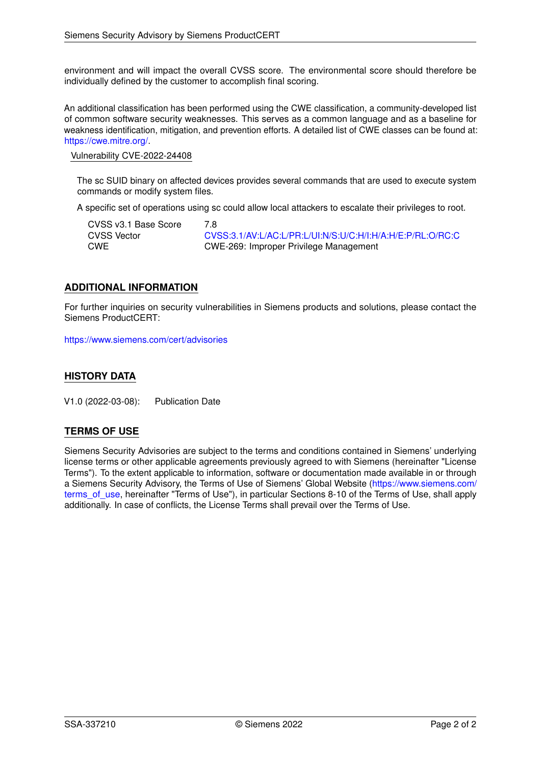environment and will impact the overall CVSS score. The environmental score should therefore be individually defined by the customer to accomplish final scoring.

An additional classification has been performed using the CWE classification, a community-developed list of common software security weaknesses. This serves as a common language and as a baseline for weakness identification, mitigation, and prevention efforts. A detailed list of CWE classes can be found at: https://cwe.mitre.org/.

### Vulnerability CVE-2022-24408

The sc SUID binary on affected devices provides several commands that are used to execute system commands or modify system files.

A specific set of operations using sc could allow local attackers to escalate their privileges to root.

| | |
|---|---|
| CVSS v3.1 Base Score | 7.8 |
| CVSS Vector | CVSS:3.1/AV:L/AC:L/PR:L/UI:N/S:U/C:H/I:H/A:H/E:P/RL:O/RC:C |
| CWE | CWE-269: Improper Privilege Management |

## ADDITIONAL INFORMATION

For further inquiries on security vulnerabilities in Siemens products and solutions, please contact the Siemens ProductCERT:

https://www.siemens.com/cert/advisories

## HISTORY DATA

V1.0 (2022-03-08): Publication Date

## TERMS OF USE

Siemens Security Advisories are subject to the terms and conditions contained in Siemens' underlying license terms or other applicable agreements previously agreed to with Siemens (hereinafter "License Terms"). To the extent applicable to information, software or documentation made available in or through a Siemens Security Advisory, the Terms of Use of Siemens' Global Website (https://www.siemens.com/terms_of_use, hereinafter "Terms of Use"), in particular Sections 8-10 of the Terms of Use, shall apply additionally. In case of conflicts, the License Terms shall prevail over the Terms of Use.